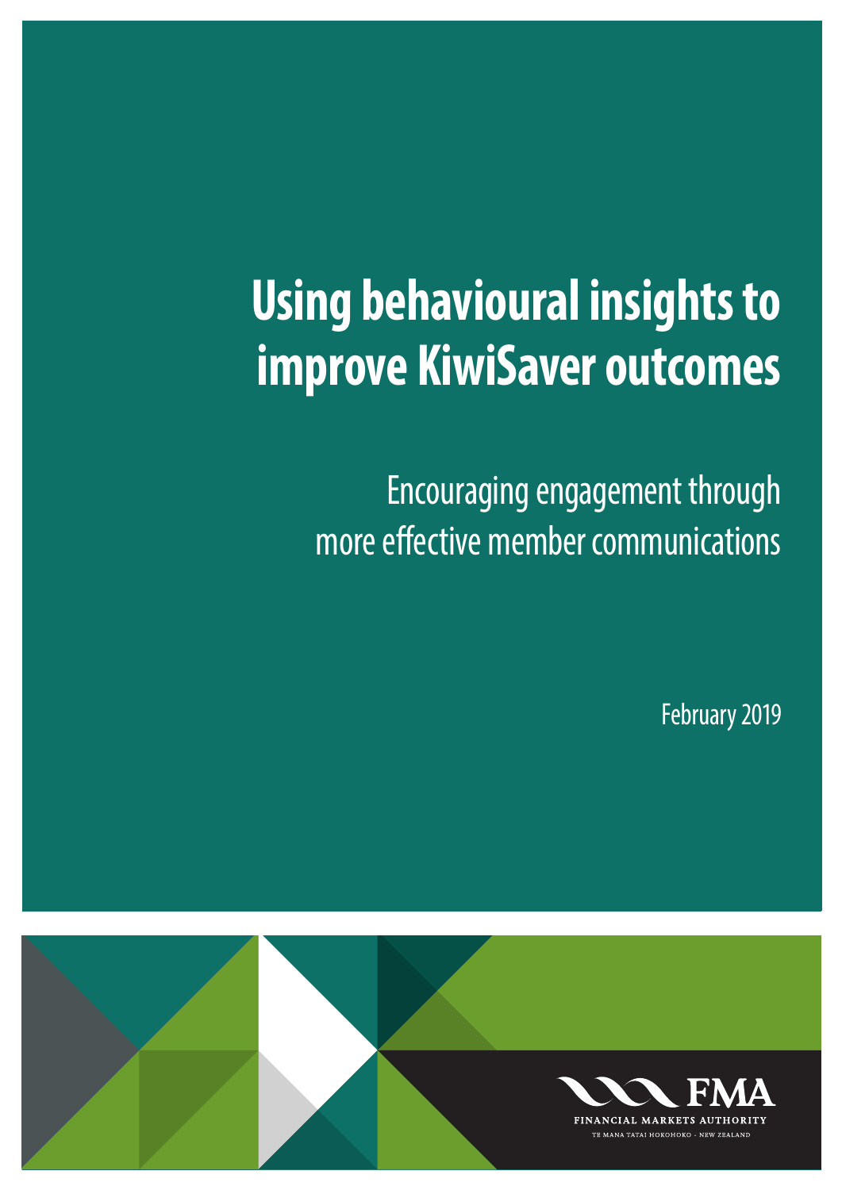# Using behavioural insights to improve KiwiSaver outcomes

## Encouraging engagement through more effective member communications

February 2019

FMA

FINANCIAL MARKETS AUTHORITY

TE MANA TATAI HOKOHOKO - NEW ZEALAND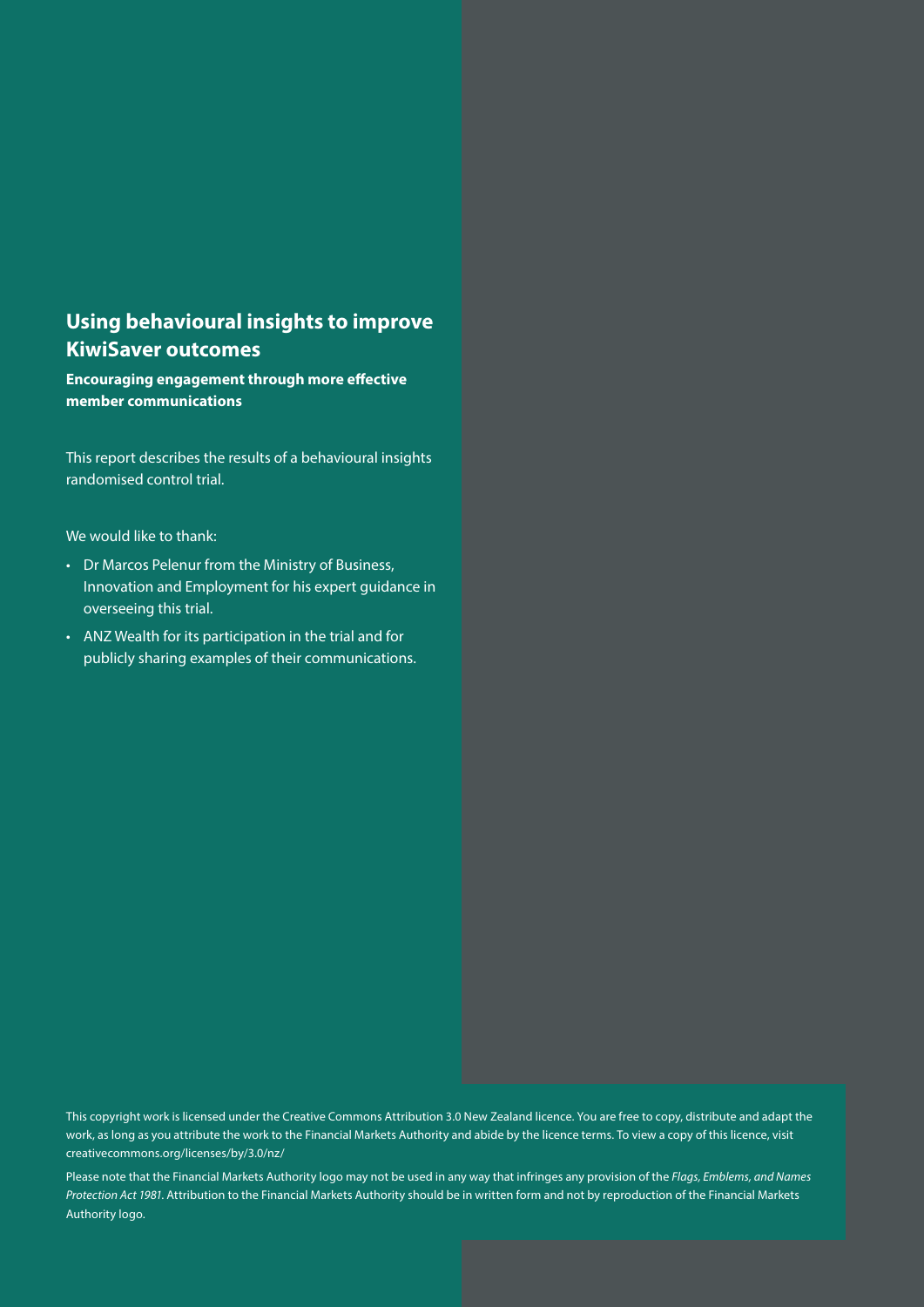## Using behavioural insights to improve KiwiSaver outcomes

**Encouraging engagement through more effective member communications**

This report describes the results of a behavioural insights randomised control trial.

We would like to thank:

- Dr Marcos Pelenur from the Ministry of Business, Innovation and Employment for his expert guidance in overseeing this trial.
- ANZ Wealth for its participation in the trial and for publicly sharing examples of their communications.

This copyright work is licensed under the Creative Commons Attribution 3.0 New Zealand licence. You are free to copy, distribute and adapt the work, as long as you attribute the work to the Financial Markets Authority and abide by the licence terms. To view a copy of this licence, visit creativecommons.org/licenses/by/3.0/nz/

Please note that the Financial Markets Authority logo may not be used in any way that infringes any provision of the *Flags, Emblems, and Names Protection Act 1981*. Attribution to the Financial Markets Authority should be in written form and not by reproduction of the Financial Markets Authority logo.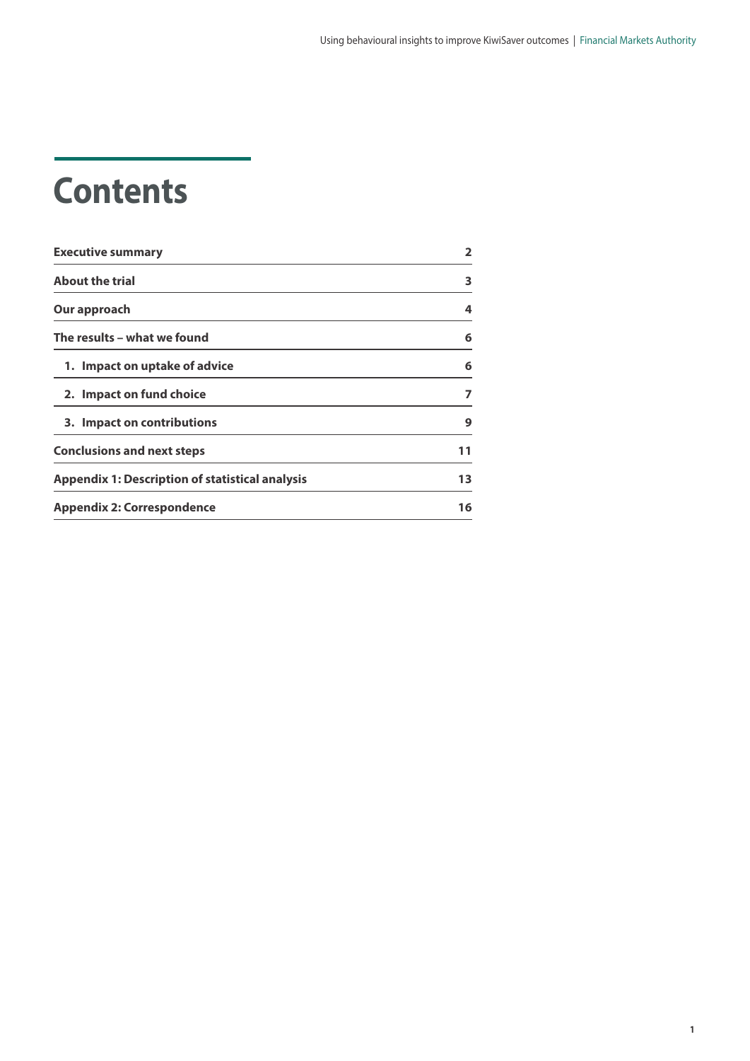# Contents

| | |
|---|---|
| **Executive summary** | **2** |
| **About the trial** | **3** |
| **Our approach** | **4** |
| **The results – what we found** | **6** |
| **1. Impact on uptake of advice** | **6** |
| **2. Impact on fund choice** | **7** |
| **3. Impact on contributions** | **9** |
| **Conclusions and next steps** | **11** |
| **Appendix 1: Description of statistical analysis** | **13** |
| **Appendix 2: Correspondence** | **16** |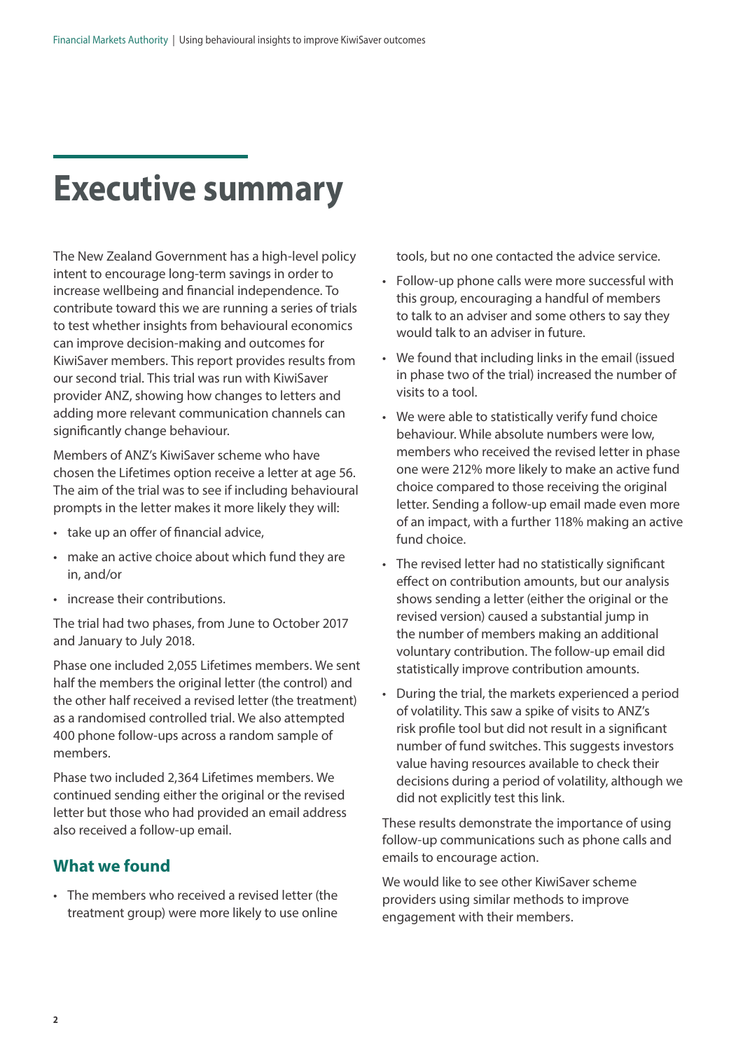# Executive summary

The New Zealand Government has a high-level policy intent to encourage long-term savings in order to increase wellbeing and financial independence. To contribute toward this we are running a series of trials to test whether insights from behavioural economics can improve decision-making and outcomes for KiwiSaver members. This report provides results from our second trial. This trial was run with KiwiSaver provider ANZ, showing how changes to letters and adding more relevant communication channels can significantly change behaviour.

Members of ANZ's KiwiSaver scheme who have chosen the Lifetimes option receive a letter at age 56. The aim of the trial was to see if including behavioural prompts in the letter makes it more likely they will:

- take up an offer of financial advice,
- make an active choice about which fund they are in, and/or
- increase their contributions.

The trial had two phases, from June to October 2017 and January to July 2018.

Phase one included 2,055 Lifetimes members. We sent half the members the original letter (the control) and the other half received a revised letter (the treatment) as a randomised controlled trial. We also attempted 400 phone follow-ups across a random sample of members.

Phase two included 2,364 Lifetimes members. We continued sending either the original or the revised letter but those who had provided an email address also received a follow-up email.

## What we found

- The members who received a revised letter (the treatment group) were more likely to use online tools, but no one contacted the advice service.
- Follow-up phone calls were more successful with this group, encouraging a handful of members to talk to an adviser and some others to say they would talk to an adviser in future.
- We found that including links in the email (issued in phase two of the trial) increased the number of visits to a tool.
- We were able to statistically verify fund choice behaviour. While absolute numbers were low, members who received the revised letter in phase one were 212% more likely to make an active fund choice compared to those receiving the original letter. Sending a follow-up email made even more of an impact, with a further 118% making an active fund choice.
- The revised letter had no statistically significant effect on contribution amounts, but our analysis shows sending a letter (either the original or the revised version) caused a substantial jump in the number of members making an additional voluntary contribution. The follow-up email did statistically improve contribution amounts.
- During the trial, the markets experienced a period of volatility. This saw a spike of visits to ANZ's risk profile tool but did not result in a significant number of fund switches. This suggests investors value having resources available to check their decisions during a period of volatility, although we did not explicitly test this link.

These results demonstrate the importance of using follow-up communications such as phone calls and emails to encourage action.

We would like to see other KiwiSaver scheme providers using similar methods to improve engagement with their members.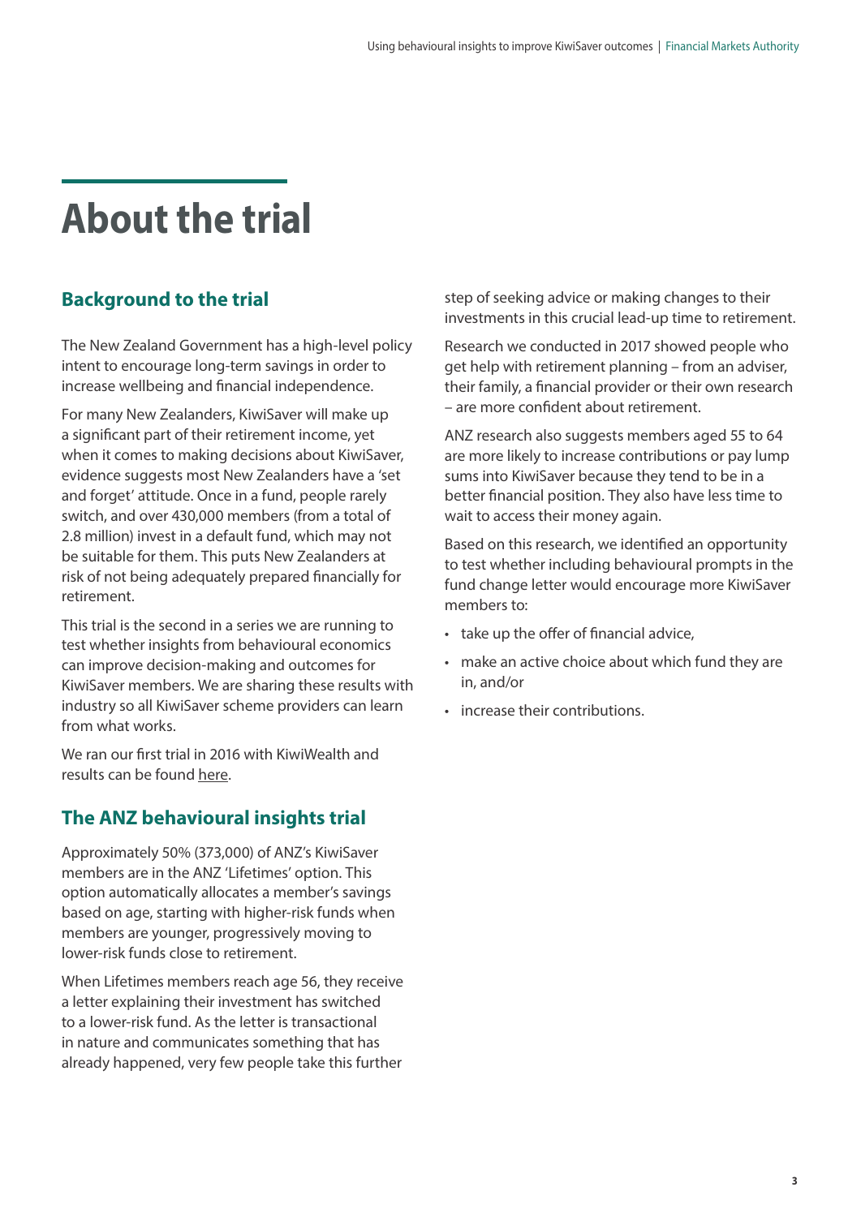# About the trial

## Background to the trial

The New Zealand Government has a high-level policy intent to encourage long-term savings in order to increase wellbeing and financial independence.

For many New Zealanders, KiwiSaver will make up a significant part of their retirement income, yet when it comes to making decisions about KiwiSaver, evidence suggests most New Zealanders have a 'set and forget' attitude. Once in a fund, people rarely switch, and over 430,000 members (from a total of 2.8 million) invest in a default fund, which may not be suitable for them. This puts New Zealanders at risk of not being adequately prepared financially for retirement.

This trial is the second in a series we are running to test whether insights from behavioural economics can improve decision-making and outcomes for KiwiSaver members. We are sharing these results with industry so all KiwiSaver scheme providers can learn from what works.

We ran our first trial in 2016 with KiwiWealth and results can be found here.

## The ANZ behavioural insights trial

Approximately 50% (373,000) of ANZ's KiwiSaver members are in the ANZ 'Lifetimes' option. This option automatically allocates a member's savings based on age, starting with higher-risk funds when members are younger, progressively moving to lower-risk funds close to retirement.

When Lifetimes members reach age 56, they receive a letter explaining their investment has switched to a lower-risk fund. As the letter is transactional in nature and communicates something that has already happened, very few people take this further step of seeking advice or making changes to their investments in this crucial lead-up time to retirement.

Research we conducted in 2017 showed people who get help with retirement planning – from an adviser, their family, a financial provider or their own research – are more confident about retirement.

ANZ research also suggests members aged 55 to 64 are more likely to increase contributions or pay lump sums into KiwiSaver because they tend to be in a better financial position. They also have less time to wait to access their money again.

Based on this research, we identified an opportunity to test whether including behavioural prompts in the fund change letter would encourage more KiwiSaver members to:

- take up the offer of financial advice,
- make an active choice about which fund they are in, and/or
- increase their contributions.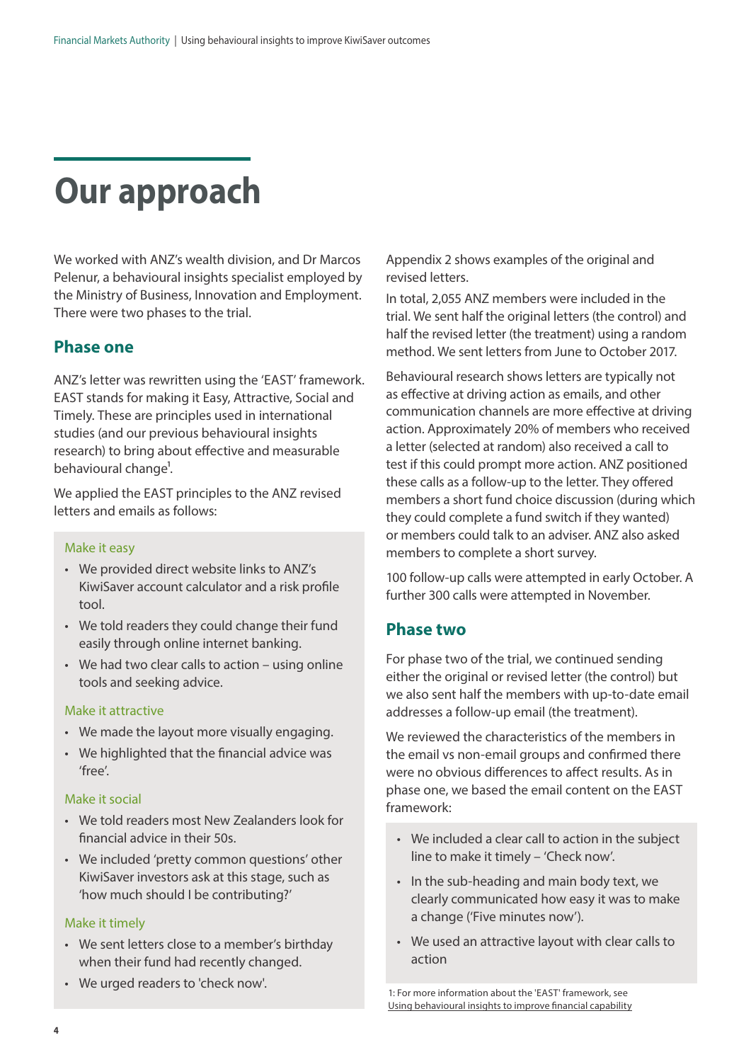# Our approach

We worked with ANZ's wealth division, and Dr Marcos Pelenur, a behavioural insights specialist employed by the Ministry of Business, Innovation and Employment. There were two phases to the trial.

## Phase one

ANZ's letter was rewritten using the 'EAST' framework. EAST stands for making it Easy, Attractive, Social and Timely. These are principles used in international studies (and our previous behavioural insights research) to bring about effective and measurable behavioural change[1].

We applied the EAST principles to the ANZ revised letters and emails as follows:

### Make it easy

- We provided direct website links to ANZ's KiwiSaver account calculator and a risk profile tool.
- We told readers they could change their fund easily through online internet banking.
- We had two clear calls to action – using online tools and seeking advice.

### Make it attractive

- We made the layout more visually engaging.
- We highlighted that the financial advice was 'free'.

### Make it social

- We told readers most New Zealanders look for financial advice in their 50s.
- We included 'pretty common questions' other KiwiSaver investors ask at this stage, such as 'how much should I be contributing?'

### Make it timely

- We sent letters close to a member's birthday when their fund had recently changed.
- We urged readers to 'check now'.

Appendix 2 shows examples of the original and revised letters.

In total, 2,055 ANZ members were included in the trial. We sent half the original letters (the control) and half the revised letter (the treatment) using a random method. We sent letters from June to October 2017.

Behavioural research shows letters are typically not as effective at driving action as emails, and other communication channels are more effective at driving action. Approximately 20% of members who received a letter (selected at random) also received a call to test if this could prompt more action. ANZ positioned these calls as a follow-up to the letter. They offered members a short fund choice discussion (during which they could complete a fund switch if they wanted) or members could talk to an adviser. ANZ also asked members to complete a short survey.

100 follow-up calls were attempted in early October. A further 300 calls were attempted in November.

## Phase two

For phase two of the trial, we continued sending either the original or revised letter (the control) but we also sent half the members with up-to-date email addresses a follow-up email (the treatment).

We reviewed the characteristics of the members in the email vs non-email groups and confirmed there were no obvious differences to affect results. As in phase one, we based the email content on the EAST framework:

- We included a clear call to action in the subject line to make it timely – 'Check now'.
- In the sub-heading and main body text, we clearly communicated how easy it was to make a change ('Five minutes now').
- We used an attractive layout with clear calls to action

1: For more information about the 'EAST' framework, see Using behavioural insights to improve financial capability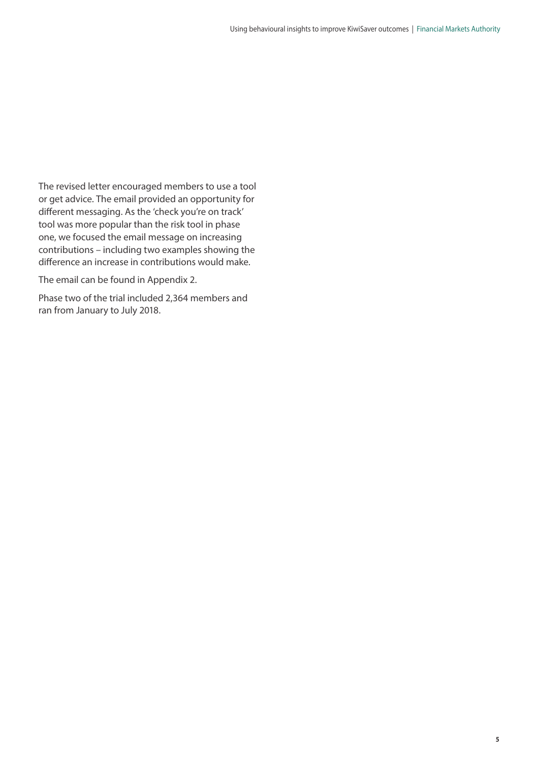The revised letter encouraged members to use a tool or get advice. The email provided an opportunity for different messaging. As the 'check you're on track' tool was more popular than the risk tool in phase one, we focused the email message on increasing contributions – including two examples showing the difference an increase in contributions would make.

The email can be found in Appendix 2.

Phase two of the trial included 2,364 members and ran from January to July 2018.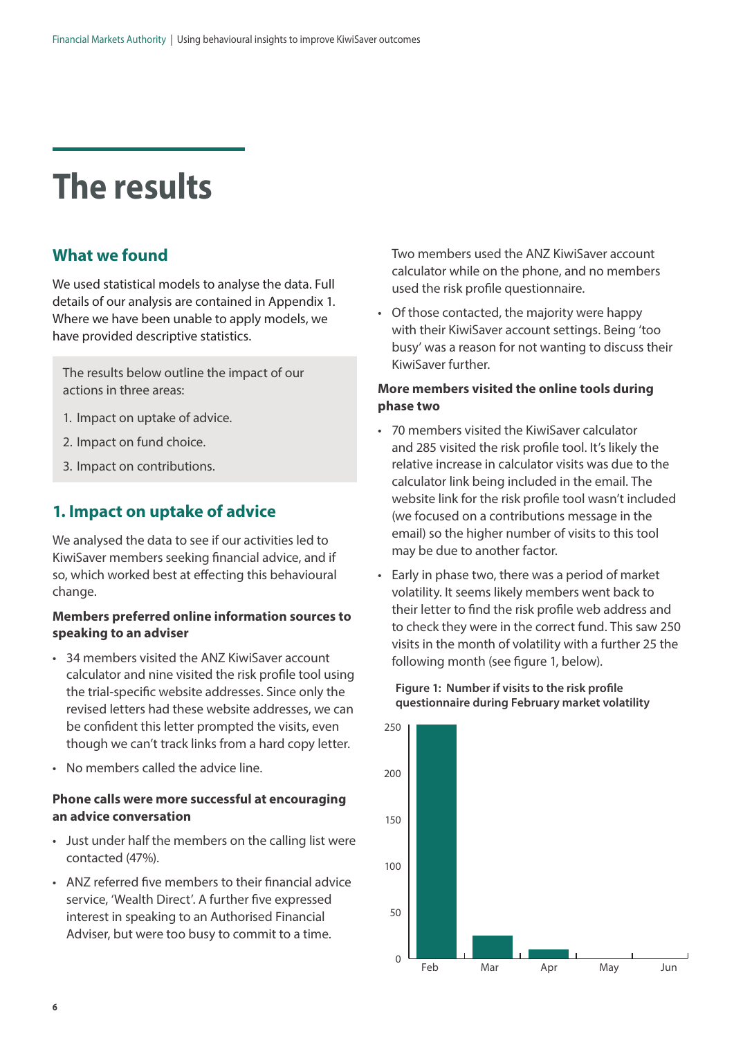# The results

## What we found

We used statistical models to analyse the data. Full details of our analysis are contained in Appendix 1. Where we have been unable to apply models, we have provided descriptive statistics.

> The results below outline the impact of our actions in three areas:
>
> 1. Impact on uptake of advice.
> 2. Impact on fund choice.
> 3. Impact on contributions.

## 1. Impact on uptake of advice

We analysed the data to see if our activities led to KiwiSaver members seeking financial advice, and if so, which worked best at effecting this behavioural change.

**Members preferred online information sources to speaking to an adviser**

- 34 members visited the ANZ KiwiSaver account calculator and nine visited the risk profile tool using the trial-specific website addresses. Since only the revised letters had these website addresses, we can be confident this letter prompted the visits, even though we can't track links from a hard copy letter.
- No members called the advice line.

**Phone calls were more successful at encouraging an advice conversation**

- Just under half the members on the calling list were contacted (47%).
- ANZ referred five members to their financial advice service, 'Wealth Direct'. A further five expressed interest in speaking to an Authorised Financial Adviser, but were too busy to commit to a time. Two members used the ANZ KiwiSaver account calculator while on the phone, and no members used the risk profile questionnaire.
- Of those contacted, the majority were happy with their KiwiSaver account settings. Being 'too busy' was a reason for not wanting to discuss their KiwiSaver further.

**More members visited the online tools during phase two**

- 70 members visited the KiwiSaver calculator and 285 visited the risk profile tool. It's likely the relative increase in calculator visits was due to the calculator link being included in the email. The website link for the risk profile tool wasn't included (we focused on a contributions message in the email) so the higher number of visits to this tool may be due to another factor.
- Early in phase two, there was a period of market volatility. It seems likely members went back to their letter to find the risk profile web address and to check they were in the correct fund. This saw 250 visits in the month of volatility with a further 25 the following month (see figure 1, below).

**Figure 1: Number if visits to the risk profile questionnaire during February market volatility**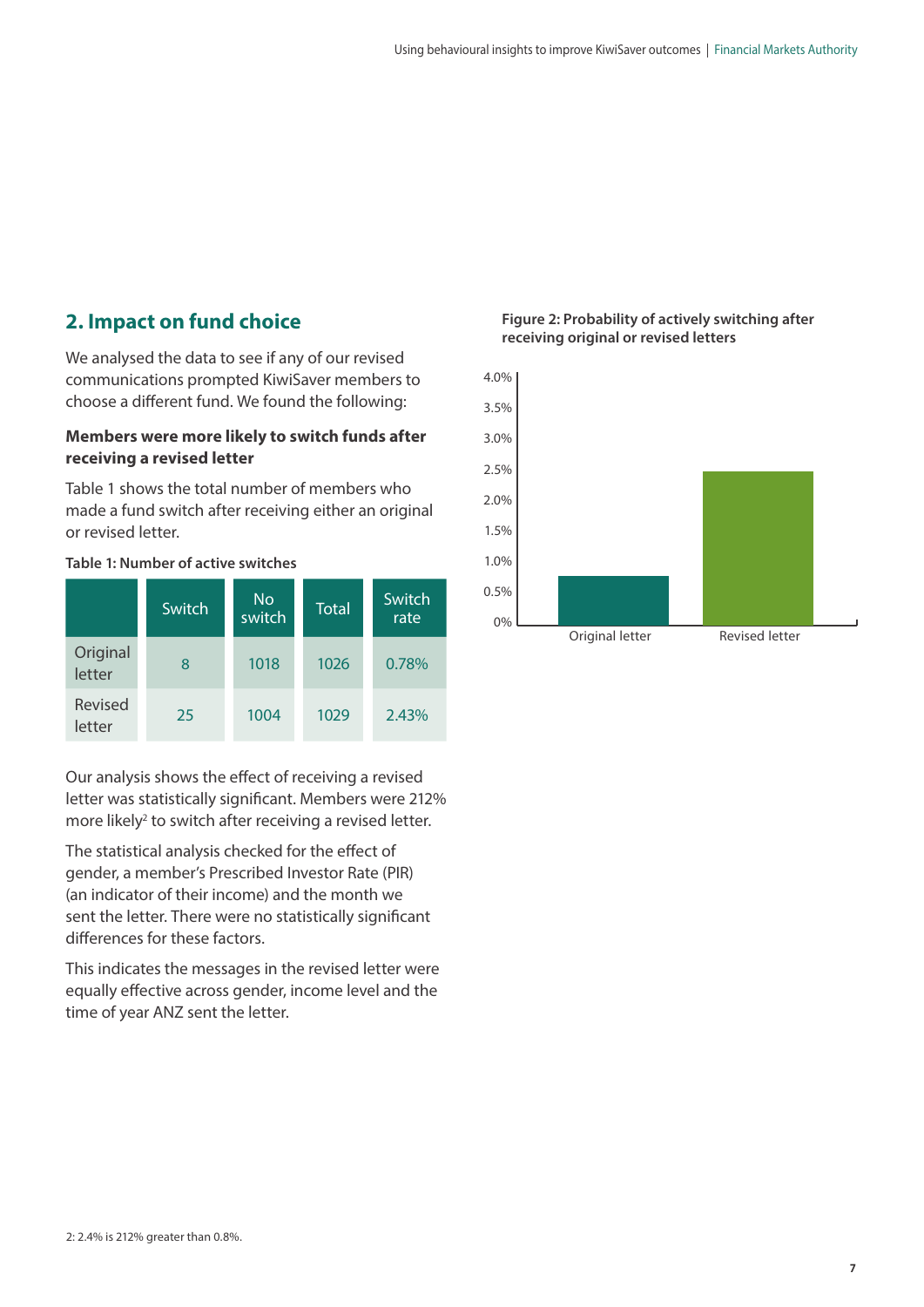## 2. Impact on fund choice

We analysed the data to see if any of our revised communications prompted KiwiSaver members to choose a different fund. We found the following:

**Members were more likely to switch funds after receiving a revised letter**

Table 1 shows the total number of members who made a fund switch after receiving either an original or revised letter.

**Table 1: Number of active switches**

| | Switch | No switch | Total | Switch rate |
|---|---|---|---|---|
| Original letter | 8 | 1018 | 1026 | 0.78% |
| Revised letter | 25 | 1004 | 1029 | 2.43% |

Our analysis shows the effect of receiving a revised letter was statistically significant. Members were 212% more likely[2] to switch after receiving a revised letter.

The statistical analysis checked for the effect of gender, a member's Prescribed Investor Rate (PIR) (an indicator of their income) and the month we sent the letter. There were no statistically significant differences for these factors.

This indicates the messages in the revised letter were equally effective across gender, income level and the time of year ANZ sent the letter.

**Figure 2: Probability of actively switching after receiving original or revised letters**

2: 2.4% is 212% greater than 0.8%.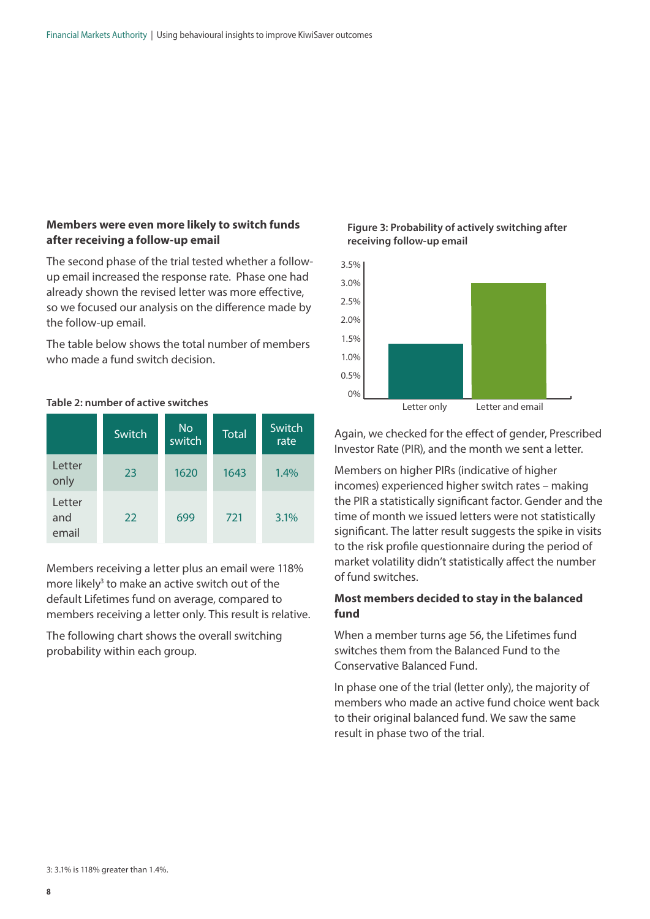## Members were even more likely to switch funds after receiving a follow-up email

The second phase of the trial tested whether a follow-up email increased the response rate. Phase one had already shown the revised letter was more effective, so we focused our analysis on the difference made by the follow-up email.

The table below shows the total number of members who made a fund switch decision.

**Table 2: number of active switches**

| | Switch | No switch | Total | Switch rate |
|---|---|---|---|---|
| Letter only | 23 | 1620 | 1643 | 1.4% |
| Letter and email | 22 | 699 | 721 | 3.1% |

Members receiving a letter plus an email were 118% more likely[3] to make an active switch out of the default Lifetimes fund on average, compared to members receiving a letter only. This result is relative.

The following chart shows the overall switching probability within each group.

**Figure 3: Probability of actively switching after receiving follow-up email**

Again, we checked for the effect of gender, Prescribed Investor Rate (PIR), and the month we sent a letter.

Members on higher PIRs (indicative of higher incomes) experienced higher switch rates – making the PIR a statistically significant factor. Gender and the time of month we issued letters were not statistically significant. The latter result suggests the spike in visits to the risk profile questionnaire during the period of market volatility didn't statistically affect the number of fund switches.

## Most members decided to stay in the balanced fund

When a member turns age 56, the Lifetimes fund switches them from the Balanced Fund to the Conservative Balanced Fund.

In phase one of the trial (letter only), the majority of members who made an active fund choice went back to their original balanced fund. We saw the same result in phase two of the trial.

3: 3.1% is 118% greater than 1.4%.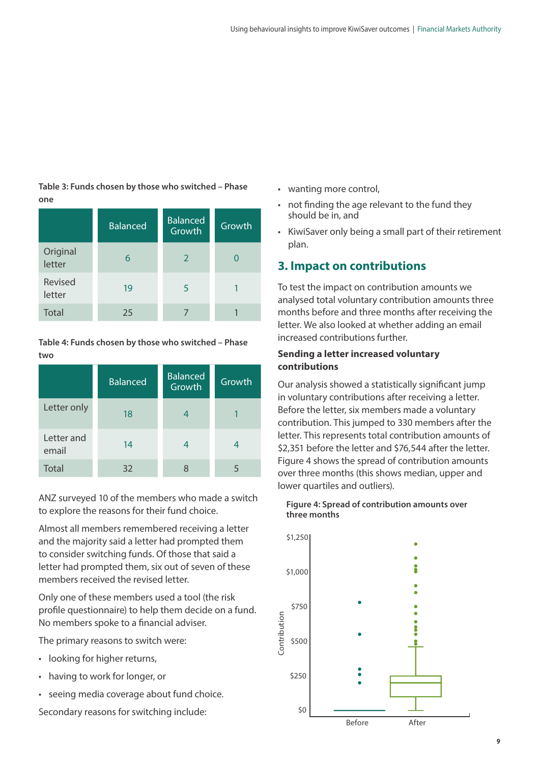**Table 3: Funds chosen by those who switched – Phase one**

| | Balanced | Balanced Growth | Growth |
|---|---|---|---|
| Original letter | 6 | 2 | 0 |
| Revised letter | 19 | 5 | 1 |
| Total | 25 | 7 | 1 |

**Table 4: Funds chosen by those who switched – Phase two**

| | Balanced | Balanced Growth | Growth |
|---|---|---|---|
| Letter only | 18 | 4 | 1 |
| Letter and email | 14 | 4 | 4 |
| Total | 32 | 8 | 5 |

ANZ surveyed 10 of the members who made a switch to explore the reasons for their fund choice.

Almost all members remembered receiving a letter and the majority said a letter had prompted them to consider switching funds. Of those that said a letter had prompted them, six out of seven of these members received the revised letter.

Only one of these members used a tool (the risk profile questionnaire) to help them decide on a fund. No members spoke to a financial adviser.

The primary reasons to switch were:

- looking for higher returns,
- having to work for longer, or
- seeing media coverage about fund choice.

Secondary reasons for switching include:

- wanting more control,
- not finding the age relevant to the fund they should be in, and
- KiwiSaver only being a small part of their retirement plan.

## 3. Impact on contributions

To test the impact on contribution amounts we analysed total voluntary contribution amounts three months before and three months after receiving the letter. We also looked at whether adding an email increased contributions further.

### Sending a letter increased voluntary contributions

Our analysis showed a statistically significant jump in voluntary contributions after receiving a letter. Before the letter, six members made a voluntary contribution. This jumped to 330 members after the letter. This represents total contribution amounts of $2,351 before the letter and $76,544 after the letter. Figure 4 shows the spread of contribution amounts over three months (this shows median, upper and lower quartiles and outliers).

**Figure 4: Spread of contribution amounts over three months**

| Contribution | Before | After |
|---|---|---|
| Axis range | $0 – $1,250 | $0 – $1,250 |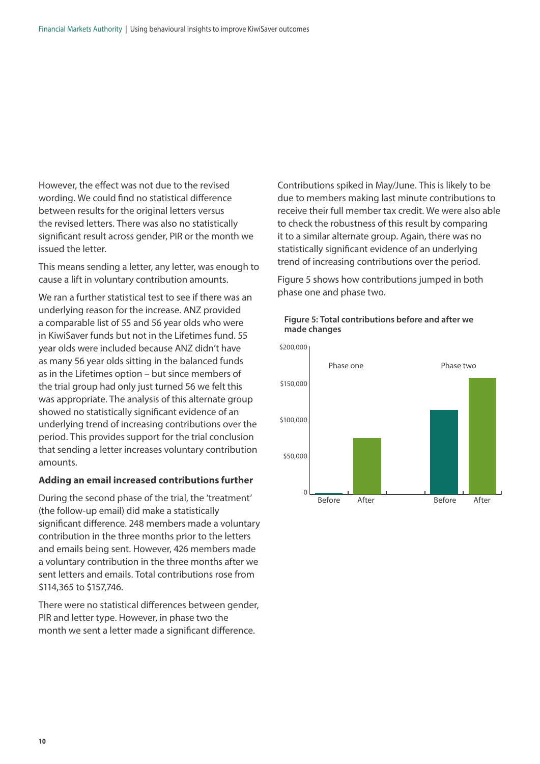However, the effect was not due to the revised wording. We could find no statistical difference between results for the original letters versus the revised letters. There was also no statistically significant result across gender, PIR or the month we issued the letter.

This means sending a letter, any letter, was enough to cause a lift in voluntary contribution amounts.

We ran a further statistical test to see if there was an underlying reason for the increase. ANZ provided a comparable list of 55 and 56 year olds who were in KiwiSaver funds but not in the Lifetimes fund. 55 year olds were included because ANZ didn't have as many 56 year olds sitting in the balanced funds as in the Lifetimes option – but since members of the trial group had only just turned 56 we felt this was appropriate. The analysis of this alternate group showed no statistically significant evidence of an underlying trend of increasing contributions over the period. This provides support for the trial conclusion that sending a letter increases voluntary contribution amounts.

**Adding an email increased contributions further**

During the second phase of the trial, the 'treatment' (the follow-up email) did make a statistically significant difference. 248 members made a voluntary contribution in the three months prior to the letters and emails being sent. However, 426 members made a voluntary contribution in the three months after we sent letters and emails. Total contributions rose from $114,365 to $157,746.

There were no statistical differences between gender, PIR and letter type. However, in phase two the month we sent a letter made a significant difference.

Contributions spiked in May/June. This is likely to be due to members making last minute contributions to receive their full member tax credit. We were also able to check the robustness of this result by comparing it to a similar alternate group. Again, there was no statistically significant evidence of an underlying trend of increasing contributions over the period.

Figure 5 shows how contributions jumped in both phase one and phase two.

**Figure 5: Total contributions before and after we made changes**

| | Phase one | | Phase two | |
|---|---|---|---|---|
| | Before | After | Before | After |
| Total contributions | ~$0 | ~$75,000 | $114,365 | $157,746 |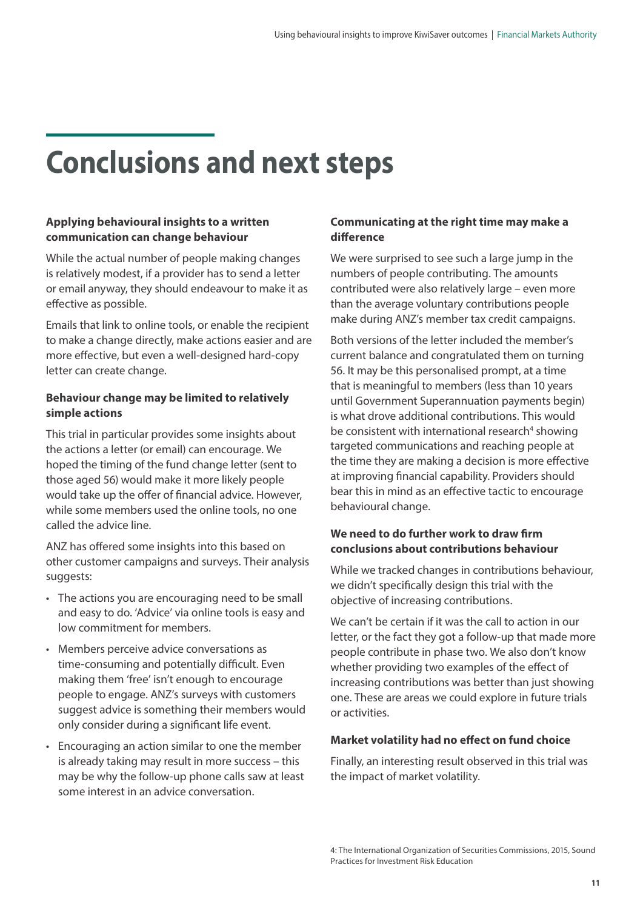# Conclusions and next steps

**Applying behavioural insights to a written communication can change behaviour**

While the actual number of people making changes is relatively modest, if a provider has to send a letter or email anyway, they should endeavour to make it as effective as possible.

Emails that link to online tools, or enable the recipient to make a change directly, make actions easier and are more effective, but even a well-designed hard-copy letter can create change.

**Behaviour change may be limited to relatively simple actions**

This trial in particular provides some insights about the actions a letter (or email) can encourage. We hoped the timing of the fund change letter (sent to those aged 56) would make it more likely people would take up the offer of financial advice. However, while some members used the online tools, no one called the advice line.

ANZ has offered some insights into this based on other customer campaigns and surveys. Their analysis suggests:

- The actions you are encouraging need to be small and easy to do. 'Advice' via online tools is easy and low commitment for members.
- Members perceive advice conversations as time-consuming and potentially difficult. Even making them 'free' isn't enough to encourage people to engage. ANZ's surveys with customers suggest advice is something their members would only consider during a significant life event.
- Encouraging an action similar to one the member is already taking may result in more success – this may be why the follow-up phone calls saw at least some interest in an advice conversation.

**Communicating at the right time may make a difference**

We were surprised to see such a large jump in the numbers of people contributing. The amounts contributed were also relatively large – even more than the average voluntary contributions people make during ANZ's member tax credit campaigns.

Both versions of the letter included the member's current balance and congratulated them on turning 56. It may be this personalised prompt, at a time that is meaningful to members (less than 10 years until Government Superannuation payments begin) is what drove additional contributions. This would be consistent with international research[4] showing targeted communications and reaching people at the time they are making a decision is more effective at improving financial capability. Providers should bear this in mind as an effective tactic to encourage behavioural change.

**We need to do further work to draw firm conclusions about contributions behaviour**

While we tracked changes in contributions behaviour, we didn't specifically design this trial with the objective of increasing contributions.

We can't be certain if it was the call to action in our letter, or the fact they got a follow-up that made more people contribute in phase two. We also don't know whether providing two examples of the effect of increasing contributions was better than just showing one. These are areas we could explore in future trials or activities.

**Market volatility had no effect on fund choice**

Finally, an interesting result observed in this trial was the impact of market volatility.

4: The International Organization of Securities Commissions, 2015, Sound Practices for Investment Risk Education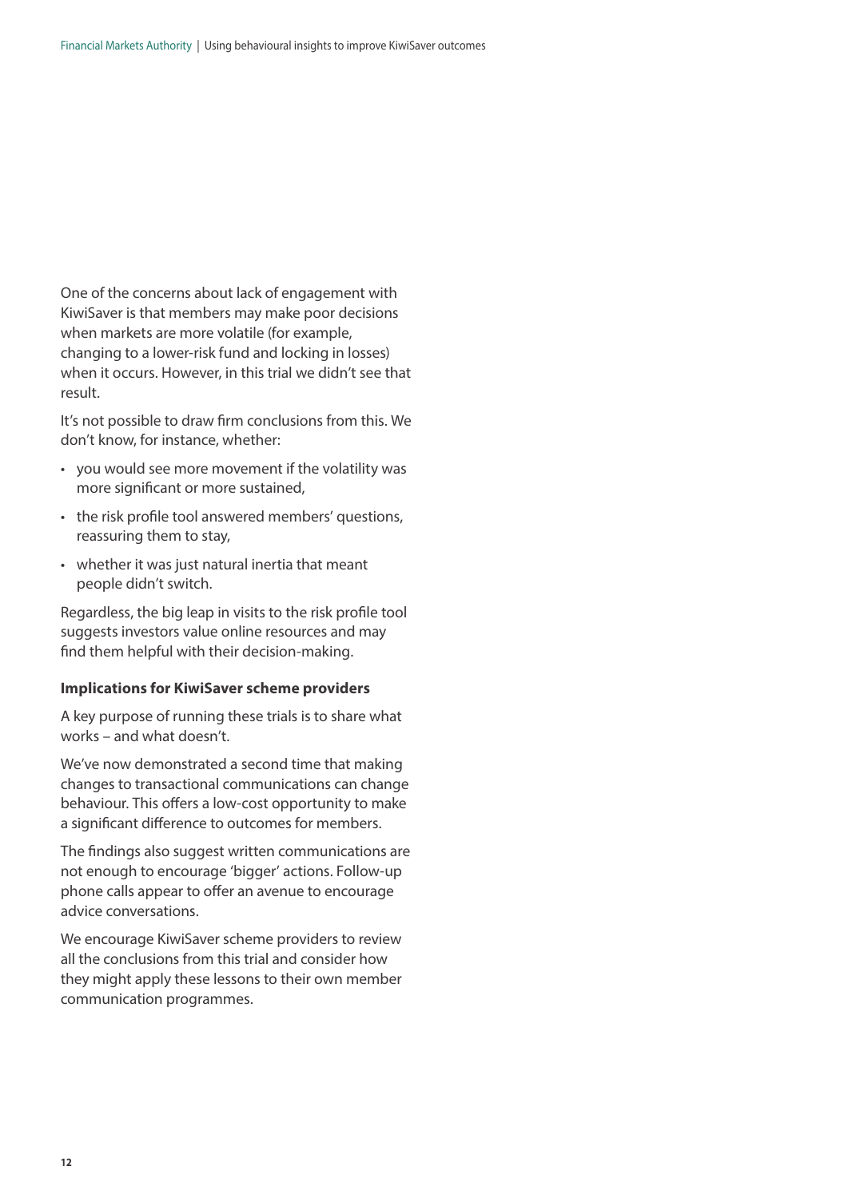One of the concerns about lack of engagement with KiwiSaver is that members may make poor decisions when markets are more volatile (for example, changing to a lower-risk fund and locking in losses) when it occurs. However, in this trial we didn't see that result.

It's not possible to draw firm conclusions from this. We don't know, for instance, whether:

- you would see more movement if the volatility was more significant or more sustained,
- the risk profile tool answered members' questions, reassuring them to stay,
- whether it was just natural inertia that meant people didn't switch.

Regardless, the big leap in visits to the risk profile tool suggests investors value online resources and may find them helpful with their decision-making.

**Implications for KiwiSaver scheme providers**

A key purpose of running these trials is to share what works – and what doesn't.

We've now demonstrated a second time that making changes to transactional communications can change behaviour. This offers a low-cost opportunity to make a significant difference to outcomes for members.

The findings also suggest written communications are not enough to encourage 'bigger' actions. Follow-up phone calls appear to offer an avenue to encourage advice conversations.

We encourage KiwiSaver scheme providers to review all the conclusions from this trial and consider how they might apply these lessons to their own member communication programmes.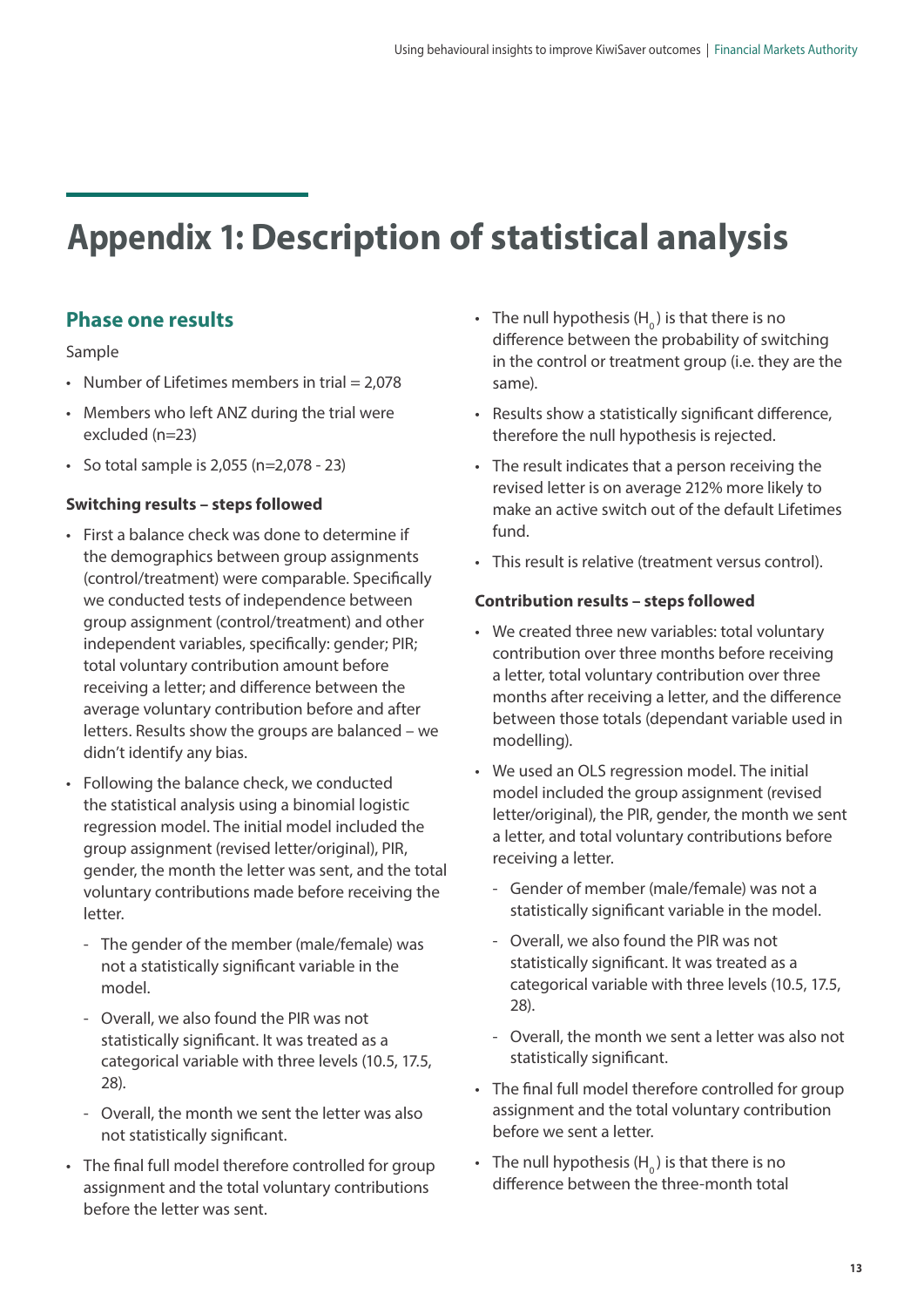# Appendix 1: Description of statistical analysis

## Phase one results

Sample

- Number of Lifetimes members in trial = 2,078
- Members who left ANZ during the trial were excluded (n=23)
- So total sample is 2,055 (n=2,078 - 23)

**Switching results – steps followed**

- First a balance check was done to determine if the demographics between group assignments (control/treatment) were comparable. Specifically we conducted tests of independence between group assignment (control/treatment) and other independent variables, specifically: gender; PIR; total voluntary contribution amount before receiving a letter; and difference between the average voluntary contribution before and after letters. Results show the groups are balanced – we didn't identify any bias.
- Following the balance check, we conducted the statistical analysis using a binomial logistic regression model. The initial model included the group assignment (revised letter/original), PIR, gender, the month the letter was sent, and the total voluntary contributions made before receiving the letter.
  - The gender of the member (male/female) was not a statistically significant variable in the model.
  - Overall, we also found the PIR was not statistically significant. It was treated as a categorical variable with three levels (10.5, 17.5, 28).
  - Overall, the month we sent the letter was also not statistically significant.
- The final full model therefore controlled for group assignment and the total voluntary contributions before the letter was sent.
- The null hypothesis ($H_0$) is that there is no difference between the probability of switching in the control or treatment group (i.e. they are the same).
- Results show a statistically significant difference, therefore the null hypothesis is rejected.
- The result indicates that a person receiving the revised letter is on average 212% more likely to make an active switch out of the default Lifetimes fund.
- This result is relative (treatment versus control).

**Contribution results – steps followed**

- We created three new variables: total voluntary contribution over three months before receiving a letter, total voluntary contribution over three months after receiving a letter, and the difference between those totals (dependant variable used in modelling).
- We used an OLS regression model. The initial model included the group assignment (revised letter/original), the PIR, gender, the month we sent a letter, and total voluntary contributions before receiving a letter.
  - Gender of member (male/female) was not a statistically significant variable in the model.
  - Overall, we also found the PIR was not statistically significant. It was treated as a categorical variable with three levels (10.5, 17.5, 28).
  - Overall, the month we sent a letter was also not statistically significant.
- The final full model therefore controlled for group assignment and the total voluntary contribution before we sent a letter.
- The null hypothesis ($H_0$) is that there is no difference between the three-month total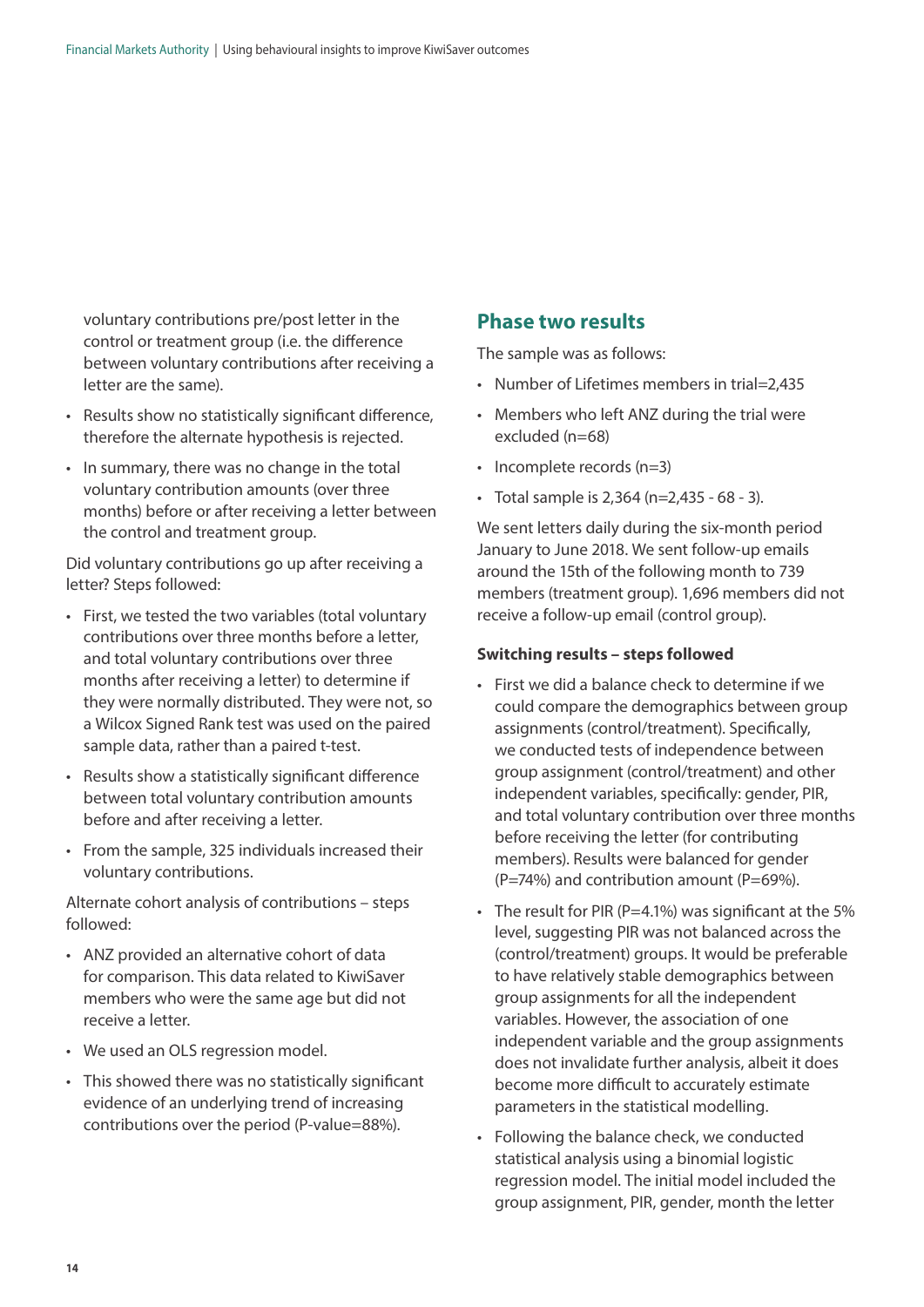voluntary contributions pre/post letter in the control or treatment group (i.e. the difference between voluntary contributions after receiving a letter are the same).

- Results show no statistically significant difference, therefore the alternate hypothesis is rejected.
- In summary, there was no change in the total voluntary contribution amounts (over three months) before or after receiving a letter between the control and treatment group.

Did voluntary contributions go up after receiving a letter? Steps followed:

- First, we tested the two variables (total voluntary contributions over three months before a letter, and total voluntary contributions over three months after receiving a letter) to determine if they were normally distributed. They were not, so a Wilcox Signed Rank test was used on the paired sample data, rather than a paired t-test.
- Results show a statistically significant difference between total voluntary contribution amounts before and after receiving a letter.
- From the sample, 325 individuals increased their voluntary contributions.

Alternate cohort analysis of contributions – steps followed:

- ANZ provided an alternative cohort of data for comparison. This data related to KiwiSaver members who were the same age but did not receive a letter.
- We used an OLS regression model.
- This showed there was no statistically significant evidence of an underlying trend of increasing contributions over the period (P-value=88%).

## Phase two results

The sample was as follows:

- Number of Lifetimes members in trial=2,435
- Members who left ANZ during the trial were excluded (n=68)
- Incomplete records (n=3)
- Total sample is 2,364 (n=2,435 - 68 - 3).

We sent letters daily during the six-month period January to June 2018. We sent follow-up emails around the 15th of the following month to 739 members (treatment group). 1,696 members did not receive a follow-up email (control group).

**Switching results – steps followed**

- First we did a balance check to determine if we could compare the demographics between group assignments (control/treatment). Specifically, we conducted tests of independence between group assignment (control/treatment) and other independent variables, specifically: gender, PIR, and total voluntary contribution over three months before receiving the letter (for contributing members). Results were balanced for gender (P=74%) and contribution amount (P=69%).
- The result for PIR (P=4.1%) was significant at the 5% level, suggesting PIR was not balanced across the (control/treatment) groups. It would be preferable to have relatively stable demographics between group assignments for all the independent variables. However, the association of one independent variable and the group assignments does not invalidate further analysis, albeit it does become more difficult to accurately estimate parameters in the statistical modelling.
- Following the balance check, we conducted statistical analysis using a binomial logistic regression model. The initial model included the group assignment, PIR, gender, month the letter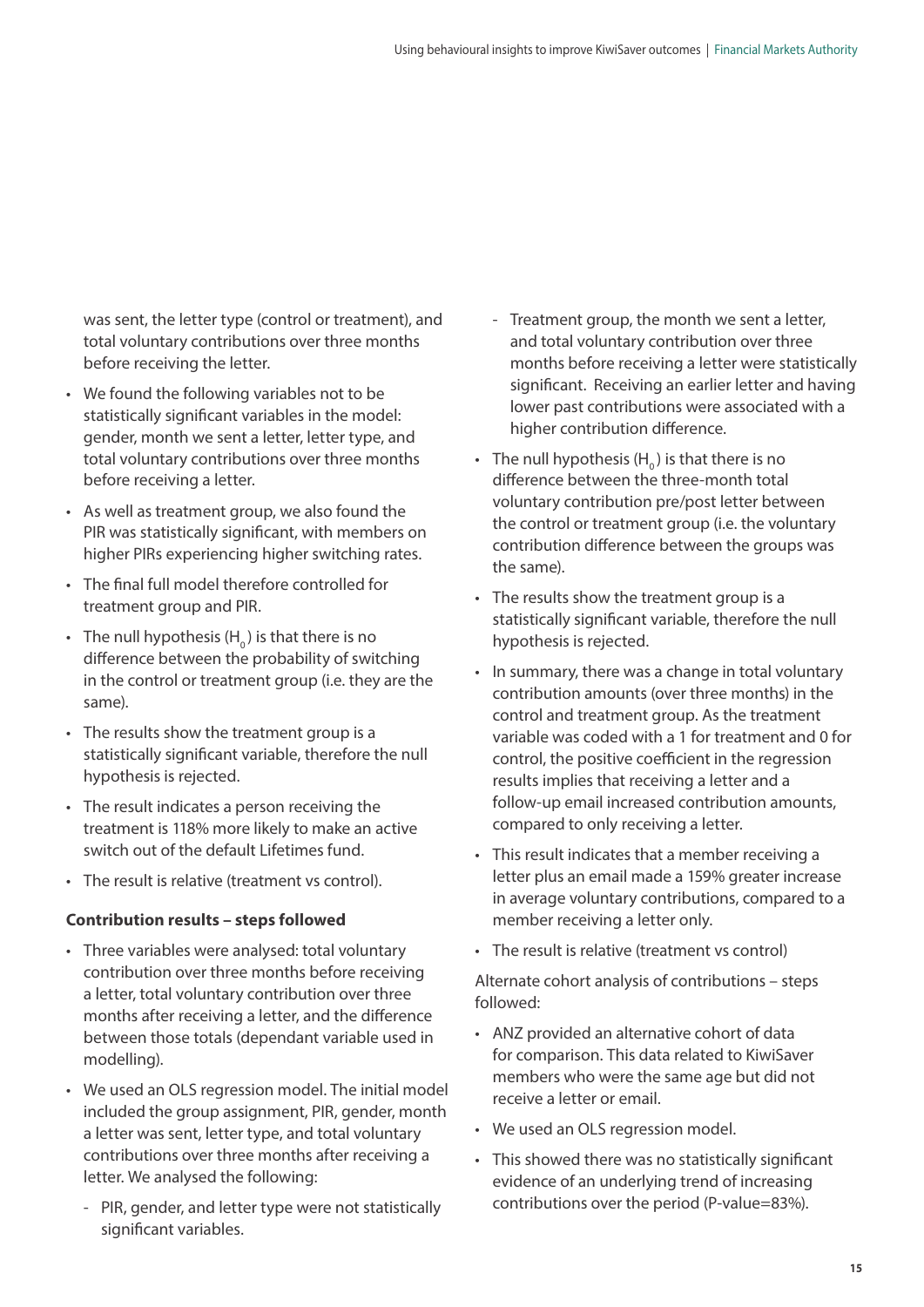was sent, the letter type (control or treatment), and total voluntary contributions over three months before receiving the letter.

- We found the following variables not to be statistically significant variables in the model: gender, month we sent a letter, letter type, and total voluntary contributions over three months before receiving a letter.
- As well as treatment group, we also found the PIR was statistically significant, with members on higher PIRs experiencing higher switching rates.
- The final full model therefore controlled for treatment group and PIR.
- The null hypothesis ($H_0$) is that there is no difference between the probability of switching in the control or treatment group (i.e. they are the same).
- The results show the treatment group is a statistically significant variable, therefore the null hypothesis is rejected.
- The result indicates a person receiving the treatment is 118% more likely to make an active switch out of the default Lifetimes fund.
- The result is relative (treatment vs control).

**Contribution results – steps followed**

- Three variables were analysed: total voluntary contribution over three months before receiving a letter, total voluntary contribution over three months after receiving a letter, and the difference between those totals (dependant variable used in modelling).
- We used an OLS regression model. The initial model included the group assignment, PIR, gender, month a letter was sent, letter type, and total voluntary contributions over three months after receiving a letter. We analysed the following:
  - PIR, gender, and letter type were not statistically significant variables.
  - Treatment group, the month we sent a letter, and total voluntary contribution over three months before receiving a letter were statistically significant. Receiving an earlier letter and having lower past contributions were associated with a higher contribution difference.
- The null hypothesis ($H_0$) is that there is no difference between the three-month total voluntary contribution pre/post letter between the control or treatment group (i.e. the voluntary contribution difference between the groups was the same).
- The results show the treatment group is a statistically significant variable, therefore the null hypothesis is rejected.
- In summary, there was a change in total voluntary contribution amounts (over three months) in the control and treatment group. As the treatment variable was coded with a 1 for treatment and 0 for control, the positive coefficient in the regression results implies that receiving a letter and a follow-up email increased contribution amounts, compared to only receiving a letter.
- This result indicates that a member receiving a letter plus an email made a 159% greater increase in average voluntary contributions, compared to a member receiving a letter only.
- The result is relative (treatment vs control)

Alternate cohort analysis of contributions – steps followed:

- ANZ provided an alternative cohort of data for comparison. This data related to KiwiSaver members who were the same age but did not receive a letter or email.
- We used an OLS regression model.
- This showed there was no statistically significant evidence of an underlying trend of increasing contributions over the period (P-value=83%).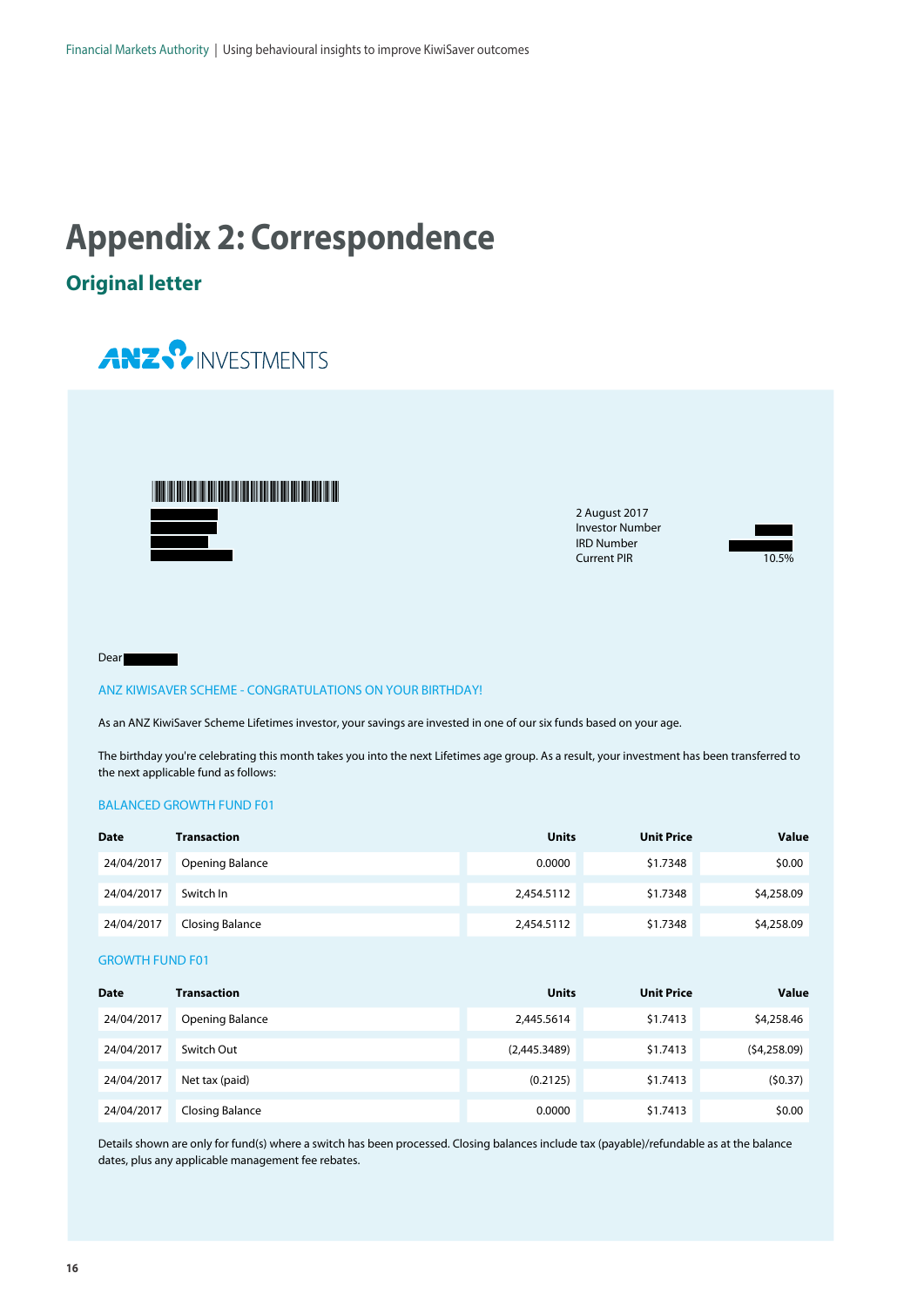# Appendix 2: Correspondence

## Original letter

ANZ INVESTMENTS

2 August 2017
Investor Number
IRD Number
Current PIR 10.5%

Dear

ANZ KIWISAVER SCHEME - CONGRATULATIONS ON YOUR BIRTHDAY!

As an ANZ KiwiSaver Scheme Lifetimes investor, your savings are invested in one of our six funds based on your age.

The birthday you're celebrating this month takes you into the next Lifetimes age group. As a result, your investment has been transferred to the next applicable fund as follows:

BALANCED GROWTH FUND F01

| Date | Transaction | Units | Unit Price | Value |
|---|---|---|---|---|
| 24/04/2017 | Opening Balance | 0.0000 | $1.7348 | $0.00 |
| 24/04/2017 | Switch In | 2,454.5112 | $1.7348 | $4,258.09 |
| 24/04/2017 | Closing Balance | 2,454.5112 | $1.7348 | $4,258.09 |

GROWTH FUND F01

| Date | Transaction | Units | Unit Price | Value |
|---|---|---|---|---|
| 24/04/2017 | Opening Balance | 2,445.5614 | $1.7413 | $4,258.46 |
| 24/04/2017 | Switch Out | (2,445.3489) | $1.7413 | ($4,258.09) |
| 24/04/2017 | Net tax (paid) | (0.2125) | $1.7413 | ($0.37) |
| 24/04/2017 | Closing Balance | 0.0000 | $1.7413 | $0.00 |

Details shown are only for fund(s) where a switch has been processed. Closing balances include tax (payable)/refundable as at the balance dates, plus any applicable management fee rebates.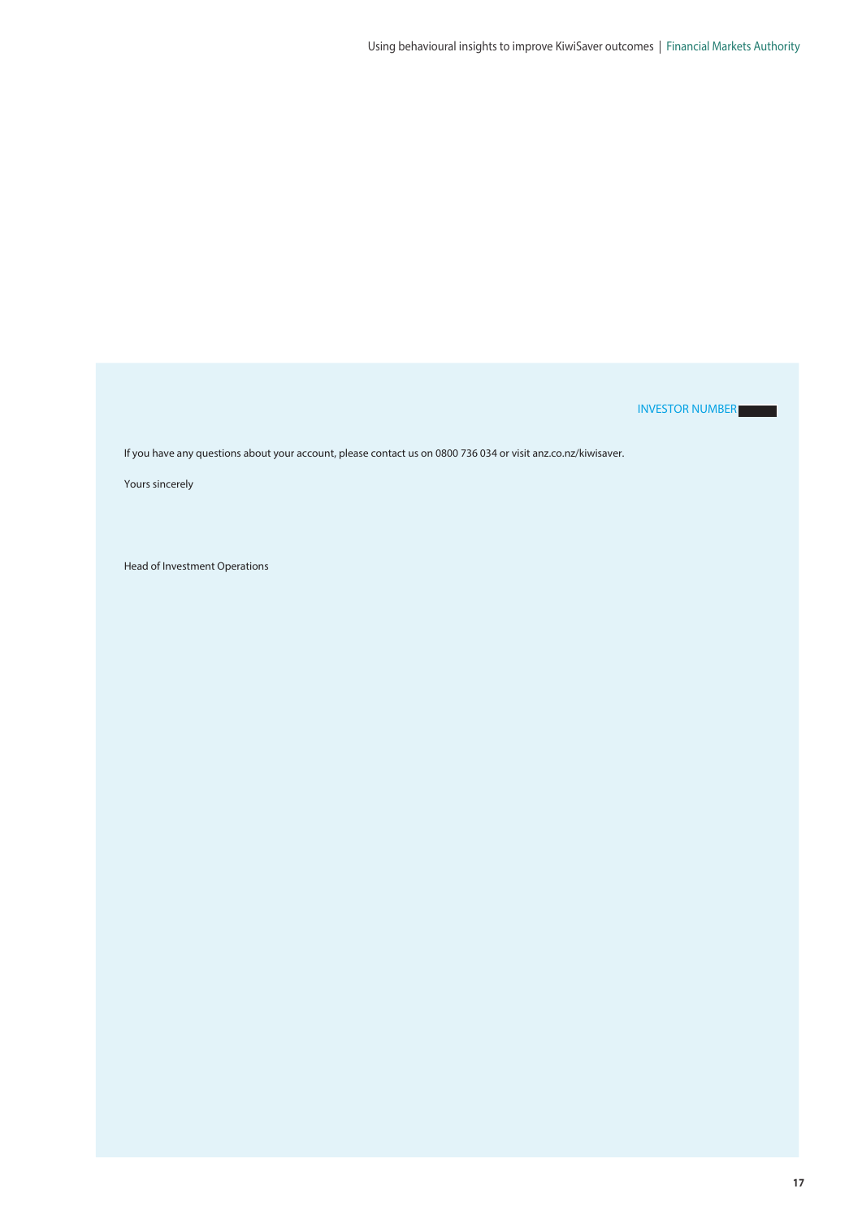INVESTOR NUMBER

If you have any questions about your account, please contact us on 0800 736 034 or visit anz.co.nz/kiwisaver.

Yours sincerely

Head of Investment Operations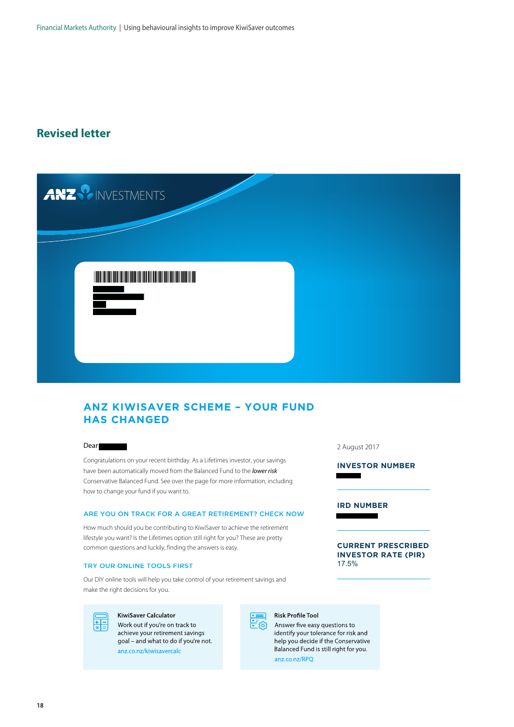## Revised letter

ANZ INVESTMENTS

### ANZ KIWISAVER SCHEME – YOUR FUND HAS CHANGED

Dear

Congratulations on your recent birthday. As a Lifetimes investor, your savings have been automatically moved from the Balanced Fund to the *lower risk* Conservative Balanced Fund. See over the page for more information, including how to change your fund if you want to.

2 August 2017

**INVESTOR NUMBER**

**IRD NUMBER**

**CURRENT PRESCRIBED INVESTOR RATE (PIR)**
17.5%

#### ARE YOU ON TRACK FOR A GREAT RETIREMENT? CHECK NOW

How much should you be contributing to KiwiSaver to achieve the retirement lifestyle you want? Is the Lifetimes option still right for you? These are pretty common questions and luckily, finding the answers is easy.

#### TRY OUR ONLINE TOOLS FIRST

Our DIY online tools will help you take control of your retirement savings and make the right decisions for you.

**KiwiSaver Calculator**
Work out if you're on track to achieve your retirement savings goal – and what to do if you're not.
anz.co.nz/kiwisavercalc

**Risk Profile Tool**
Answer five easy questions to identify your tolerance for risk and help you decide if the Conservative Balanced Fund is still right for you.
anz.co.nz/RPQ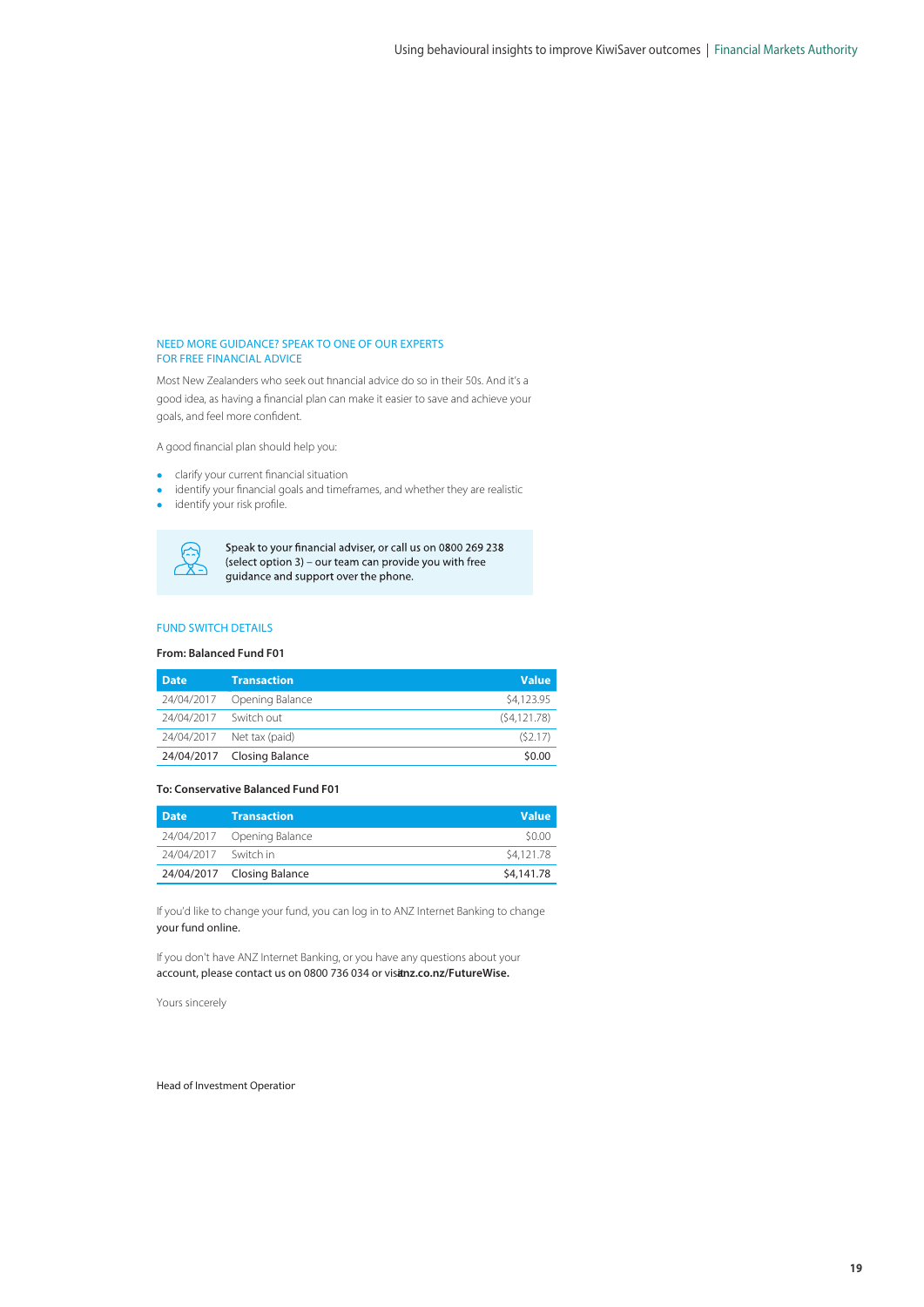## NEED MORE GUIDANCE? SPEAK TO ONE OF OUR EXPERTS FOR FREE FINANCIAL ADVICE

Most New Zealanders who seek out financial advice do so in their 50s. And it's a good idea, as having a financial plan can make it easier to save and achieve your goals, and feel more confident.

A good financial plan should help you:

- clarify your current financial situation
- identify your financial goals and timeframes, and whether they are realistic
- identify your risk profile.

Speak to your financial adviser, or call us on 0800 269 238 (select option 3) – our team can provide you with free guidance and support over the phone.

## FUND SWITCH DETAILS

**From: Balanced Fund F01**

| Date | Transaction | Value |
|---|---|---|
| 24/04/2017 | Opening Balance | $4,123.95 |
| 24/04/2017 | Switch out | ($4,121.78) |
| 24/04/2017 | Net tax (paid) | ($2.17) |
| **24/04/2017** | **Closing Balance** | **$0.00** |

**To: Conservative Balanced Fund F01**

| Date | Transaction | Value |
|---|---|---|
| 24/04/2017 | Opening Balance | $0.00 |
| 24/04/2017 | Switch in | $4,121.78 |
| **24/04/2017** | **Closing Balance** | **$4,141.78** |

If you'd like to change your fund, you can log in to ANZ Internet Banking to change your fund online.

If you don't have ANZ Internet Banking, or you have any questions about your account, please contact us on 0800 736 034 or visit **anz.co.nz/FutureWise.**

Yours sincerely

Head of Investment Operation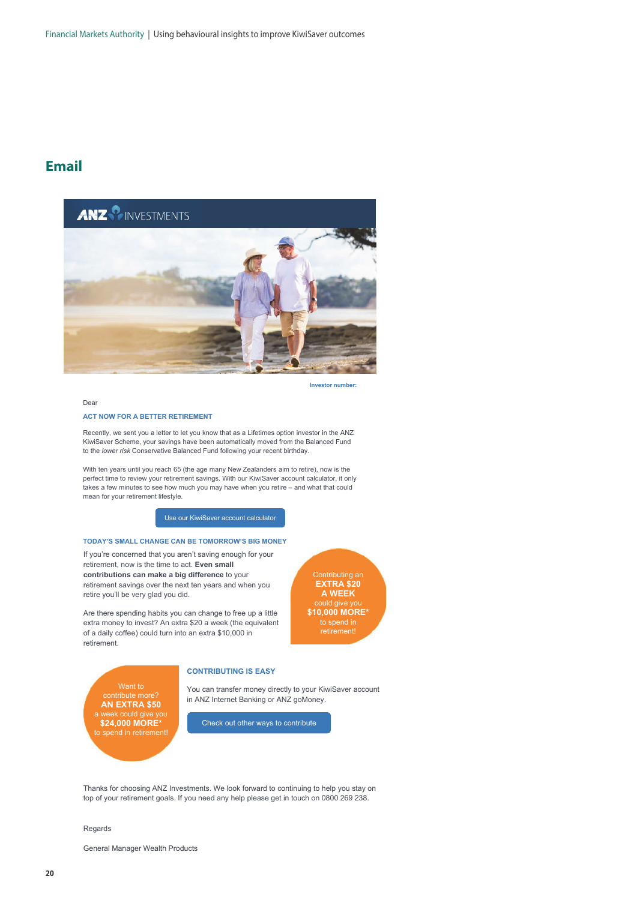## Email

ANZ INVESTMENTS

**Investor number:**

Dear

**ACT NOW FOR A BETTER RETIREMENT**

Recently, we sent you a letter to let you know that as a Lifetimes option investor in the ANZ KiwiSaver Scheme, your savings have been automatically moved from the Balanced Fund to the *lower risk* Conservative Balanced Fund following your recent birthday.

With ten years until you reach 65 (the age many New Zealanders aim to retire), now is the perfect time to review your retirement savings. With our KiwiSaver account calculator, it only takes a few minutes to see how much you may have when you retire – and what that could mean for your retirement lifestyle.

Use our KiwiSaver account calculator

**TODAY'S SMALL CHANGE CAN BE TOMORROW'S BIG MONEY**

If you're concerned that you aren't saving enough for your retirement, now is the time to act. **Even small contributions can make a big difference** to your retirement savings over the next ten years and when you retire you'll be very glad you did.

Are there spending habits you can change to free up a little extra money to invest? An extra $20 a week (the equivalent of a daily coffee) could turn into an extra $10,000 in retirement.

Contributing an **EXTRA $20 A WEEK** could give you **$10,000 MORE*** to spend in retirement!

Want to contribute more? **AN EXTRA $50** a week could give you **$24,000 MORE*** to spend in retirement!

**CONTRIBUTING IS EASY**

You can transfer money directly to your KiwiSaver account in ANZ Internet Banking or ANZ goMoney.

Check out other ways to contribute

Thanks for choosing ANZ Investments. We look forward to continuing to help you stay on top of your retirement goals. If you need any help please get in touch on 0800 269 238.

Regards

General Manager Wealth Products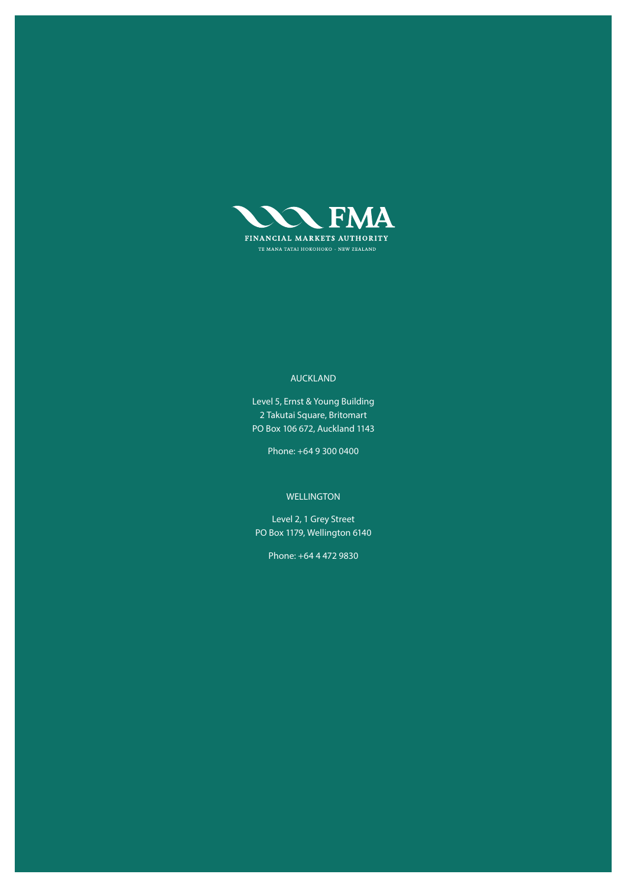FMA

FINANCIAL MARKETS AUTHORITY

TE MANA TATAI HOKOHOKO - NEW ZEALAND

AUCKLAND

Level 5, Ernst & Young Building
2 Takutai Square, Britomart
PO Box 106 672, Auckland 1143

Phone: +64 9 300 0400

WELLINGTON

Level 2, 1 Grey Street
PO Box 1179, Wellington 6140

Phone: +64 4 472 9830